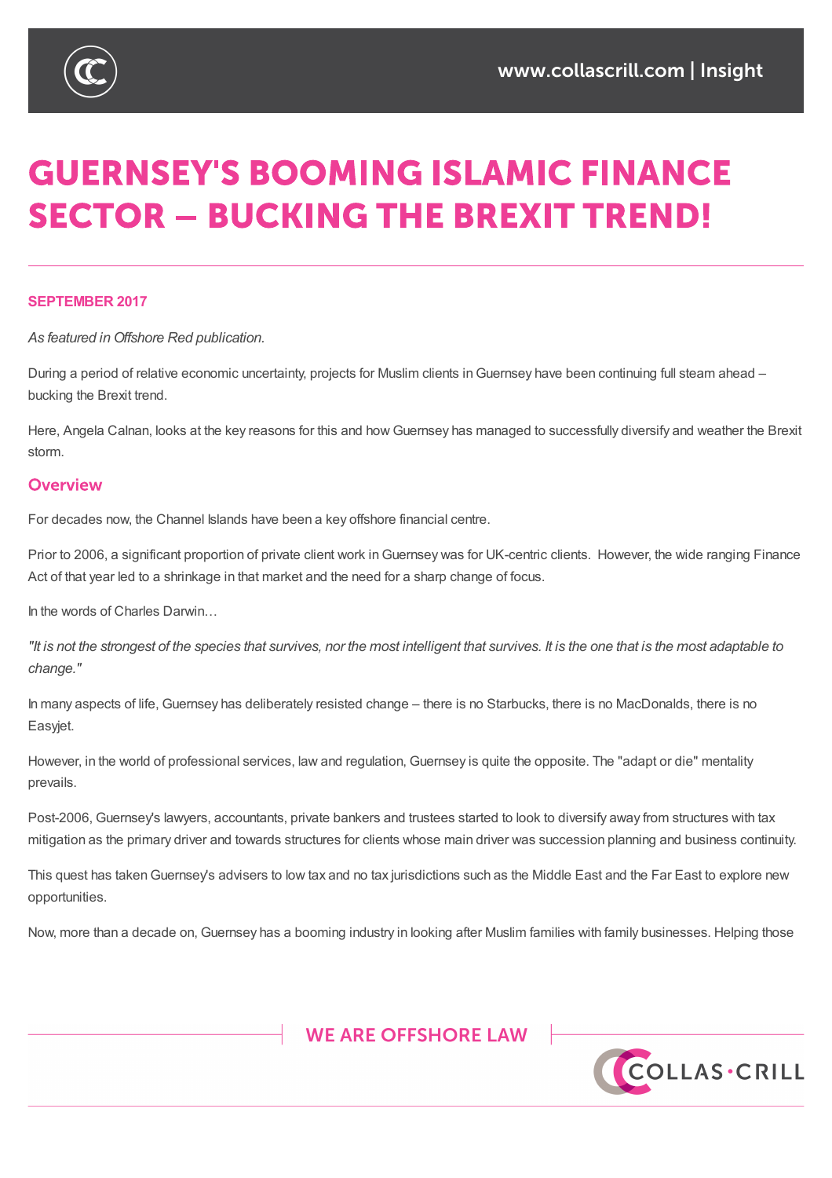# GUERNSEY'S BOOMING ISLAMIC FINANCE SECTOR – BUCKING THE BREXIT TREND!

**SEPTEMBER 2017**

*As featured in Offshore Red publication.*

During a period of relative economic uncertainty, projects for Muslim clients in Guernsey have been continuing full steam ahead – bucking the Brexit trend.

Here, Angela Calnan, looks at the key reasons for this and how Guernsey has managed to successfully diversify and weather the Brexit storm.

## Overview

For decades now, the Channel Islands have been a key offshore financial centre.

Prior to 2006, a significant proportion of private client work in Guernsey was for UK-centric clients. However, the wide ranging Finance Act of that year led to a shrinkage in that market and the need for a sharp change of focus.

In the words of Charles Darwin…

*"It is not the strongest of the species that survives, nor the most intelligent that survives. It is the one that is the most adaptable to change."*

In many aspects of life, Guernsey has deliberately resisted change – there is no Starbucks, there is no MacDonalds, there is no Easyjet.

However, in the world of professional services, law and regulation, Guernsey is quite the opposite. The "adapt or die" mentality prevails.

Post-2006, Guernsey's lawyers, accountants, private bankers and trustees started to look to diversify away from structures with tax mitigation as the primary driver and towards structures for clients whose main driver was succession planning and business continuity.

This quest has taken Guernsey's advisers to low tax and no tax jurisdictions such as the Middle East and the Far East to explore new opportunities.

Now, more than a decade on, Guernsey has a booming industry in looking after Muslim families with family businesses. Helping those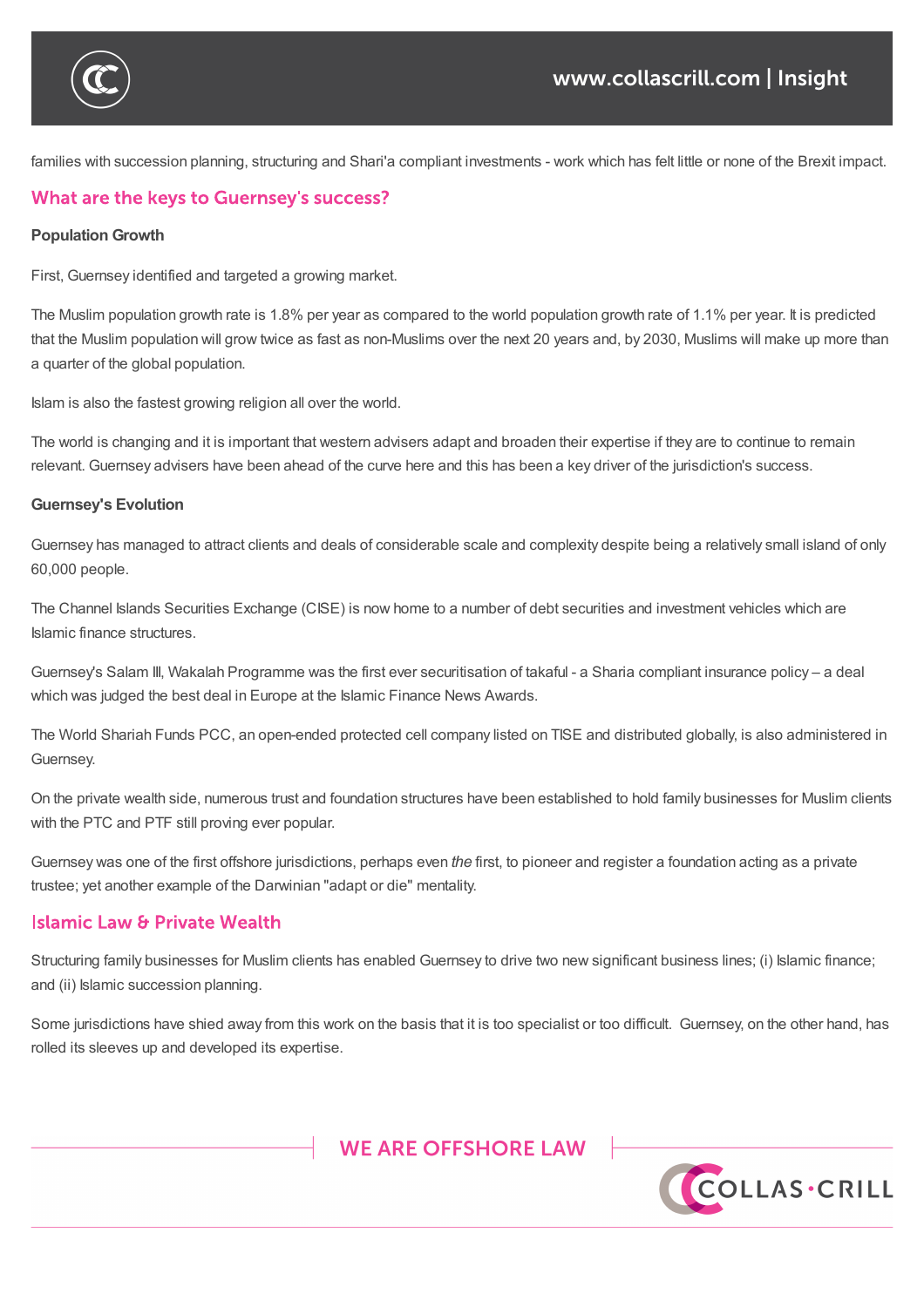families with succession planning, structuring and Shari'a compliant investments - work which has felt little or none of the Brexit impact.

## What are the keys to Guernsey's success?

**Population Growth**

First, Guernsey identified and targeted a growing market.

The Muslim population growth rate is 1.8% per year as compared to the world population growth rate of 1.1% per year. It is predicted that the Muslim population will grow twice as fast as non-Muslims over the next 20 years and, by 2030, Muslims will make up more than a quarter of the global population.

Islam is also the fastest growing religion all over the world.

The world is changing and it is important that western advisers adapt and broaden their expertise if they are to continue to remain relevant. Guernsey advisers have been ahead of the curve here and this has been a key driver of the jurisdiction's success.

**Guernsey's Evolution**

Guernsey has managed to attract clients and deals of considerable scale and complexity despite being a relatively small island of only 60,000 people.

The Channel Islands Securities Exchange (CISE) is now home to a number of debt securities and investment vehicles which are Islamic finance structures.

Guernsey's Salam III, Wakalah Programme was the first ever securitisation of takaful - a Sharia compliant insurance policy – a deal which was judged the best deal in Europe at the Islamic Finance News Awards.

The World Shariah Funds PCC, an open-ended protected cell company listed on TISE and distributed globally, is also administered in Guernsey.

On the private wealth side, numerous trust and foundation structures have been established to hold family businesses for Muslim clients with the PTC and PTF still proving ever popular.

Guernsey was one of the first offshore jurisdictions, perhaps even *the* first, to pioneer and register a foundation acting as a private trustee; yet another example of the Darwinian "adapt or die" mentality.

## Islamic Law & Private Wealth

Structuring family businesses for Muslim clients has enabled Guernsey to drive two new significant business lines; (i) Islamic finance; and (ii) Islamic succession planning.

Some jurisdictions have shied away from this work on the basis that it is too specialist or too difficult. Guernsey, on the other hand, has rolled its sleeves up and developed its expertise.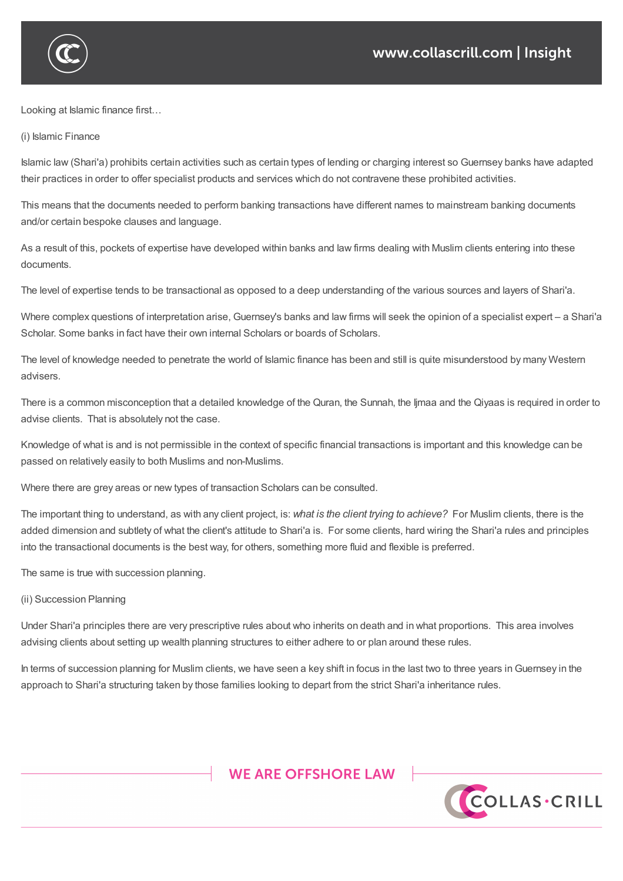Looking at Islamic finance first…

(i) Islamic Finance

Islamic law (Shari'a) prohibits certain activities such as certain types of lending or charging interest so Guernsey banks have adapted their practices in order to offer specialist products and services which do not contravene these prohibited activities.

This means that the documents needed to perform banking transactions have different names to mainstream banking documents and/or certain bespoke clauses and language.

As a result of this, pockets of expertise have developed within banks and law firms dealing with Muslim clients entering into these documents.

The level of expertise tends to be transactional as opposed to a deep understanding of the various sources and layers of Shari'a.

Where complex questions of interpretation arise, Guernsey's banks and law firms will seek the opinion of a specialist expert – a Shari'a Scholar. Some banks in fact have their own internal Scholars or boards of Scholars.

The level of knowledge needed to penetrate the world of Islamic finance has been and still is quite misunderstood by many Western advisers.

There is a common misconception that a detailed knowledge of the Quran, the Sunnah, the Ijmaa and the Qiyaas is required in order to advise clients. That is absolutely not the case.

Knowledge of what is and is not permissible in the context of specific financial transactions is important and this knowledge can be passed on relatively easily to both Muslims and non-Muslims.

Where there are grey areas or new types of transaction Scholars can be consulted.

The important thing to understand, as with any client project, is: *what is the client trying to achieve?* For Muslim clients, there is the added dimension and subtlety of what the client's attitude to Shari'a is. For some clients, hard wiring the Shari'a rules and principles into the transactional documents is the best way, for others, something more fluid and flexible is preferred.

The same is true with succession planning.

(ii) Succession Planning

Under Shari'a principles there are very prescriptive rules about who inherits on death and in what proportions. This area involves advising clients about setting up wealth planning structures to either adhere to or plan around these rules.

In terms of succession planning for Muslim clients, we have seen a key shift in focus in the last two to three years in Guernsey in the approach to Shari'a structuring taken by those families looking to depart from the strict Shari'a inheritance rules.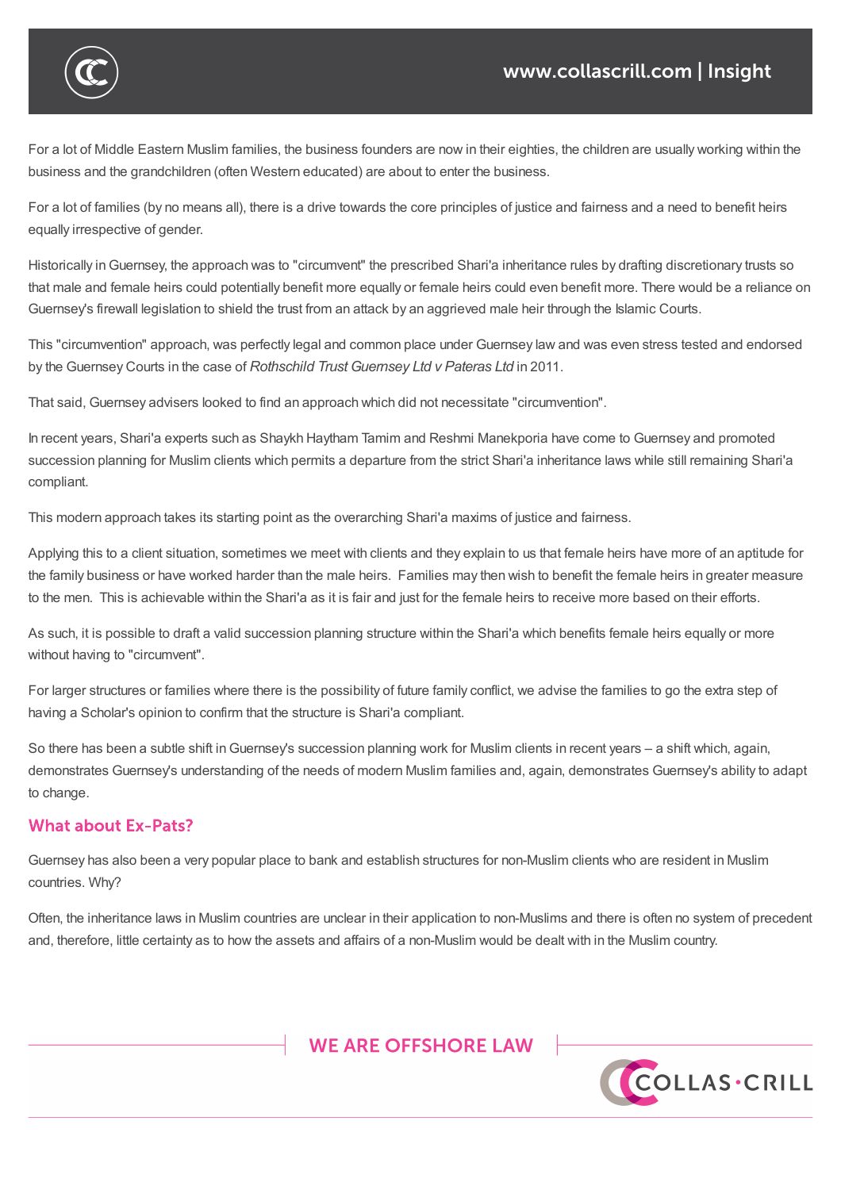For a lot of Middle Eastern Muslim families, the business founders are now in their eighties, the children are usually working within the business and the grandchildren (often Western educated) are about to enter the business.

For a lot of families (by no means all), there is a drive towards the core principles of justice and fairness and a need to benefit heirs equally irrespective of gender.

Historically in Guernsey, the approach was to "circumvent" the prescribed Shari'a inheritance rules by drafting discretionary trusts so that male and female heirs could potentially benefit more equally or female heirs could even benefit more. There would be a reliance on Guernsey's firewall legislation to shield the trust from an attack by an aggrieved male heir through the Islamic Courts.

This "circumvention" approach, was perfectly legal and common place under Guernsey law and was even stress tested and endorsed by the Guernsey Courts in the case of *Rothschild Trust Guernsey Ltd v Pateras Ltd* in 2011.

That said, Guernsey advisers looked to find an approach which did not necessitate "circumvention".

In recent years, Shari'a experts such as Shaykh Haytham Tamim and Reshmi Manekporia have come to Guernsey and promoted succession planning for Muslim clients which permits a departure from the strict Shari'a inheritance laws while still remaining Shari'a compliant.

This modern approach takes its starting point as the overarching Shari'a maxims of justice and fairness.

Applying this to a client situation, sometimes we meet with clients and they explain to us that female heirs have more of an aptitude for the family business or have worked harder than the male heirs. Families may then wish to benefit the female heirs in greater measure to the men. This is achievable within the Shari'a as it is fair and just for the female heirs to receive more based on their efforts.

As such, it is possible to draft a valid succession planning structure within the Shari'a which benefits female heirs equally or more without having to "circumvent".

For larger structures or families where there is the possibility of future family conflict, we advise the families to go the extra step of having a Scholar's opinion to confirm that the structure is Shari'a compliant.

So there has been a subtle shift in Guernsey's succession planning work for Muslim clients in recent years – a shift which, again, demonstrates Guernsey's understanding of the needs of modern Muslim families and, again, demonstrates Guernsey's ability to adapt to change.

## What about Ex-Pats?

Guernsey has also been a very popular place to bank and establish structures for non-Muslim clients who are resident in Muslim countries. Why?

Often, the inheritance laws in Muslim countries are unclear in their application to non-Muslims and there is often no system of precedent and, therefore, little certainty as to how the assets and affairs of a non-Muslim would be dealt with in the Muslim country.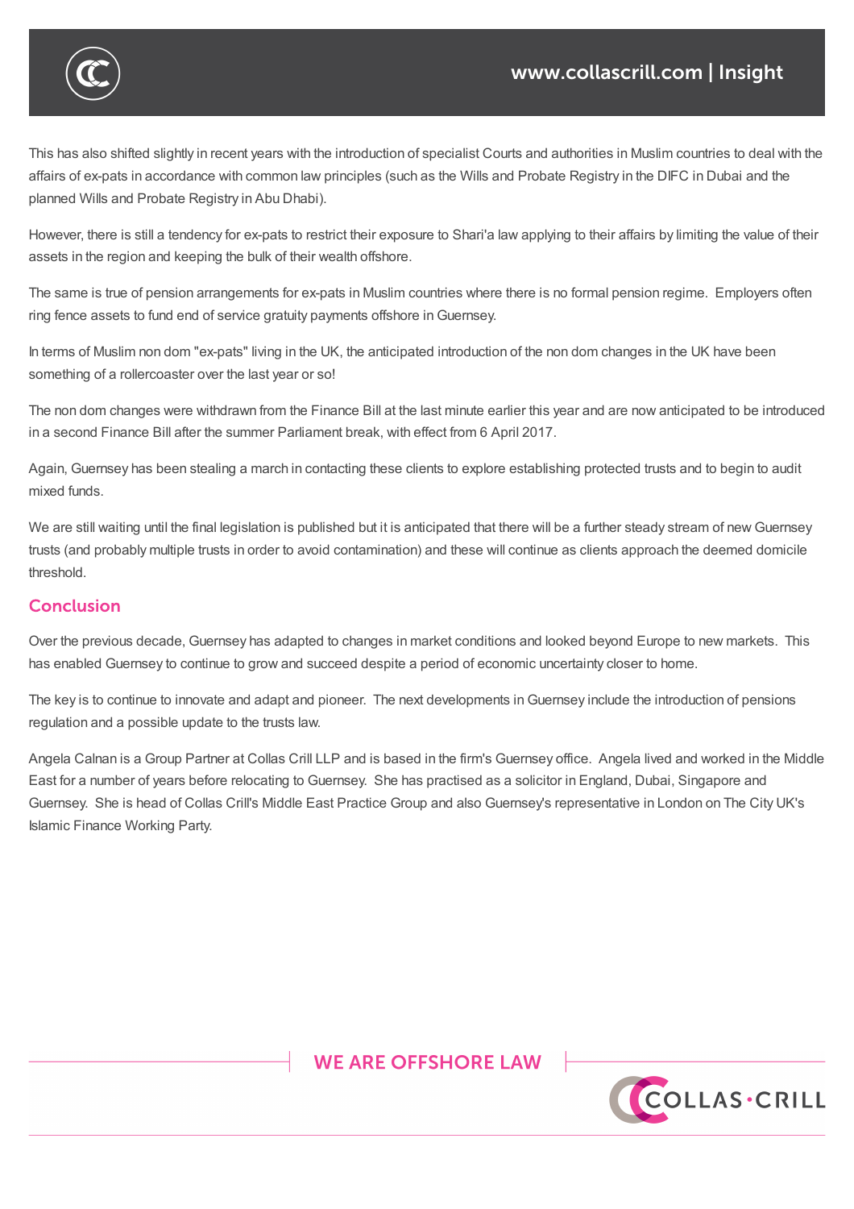This has also shifted slightly in recent years with the introduction of specialist Courts and authorities in Muslim countries to deal with the affairs of ex-pats in accordance with common law principles (such as the Wills and Probate Registry in the DIFC in Dubai and the planned Wills and Probate Registry in Abu Dhabi).

However, there is still a tendency for ex-pats to restrict their exposure to Shari'a law applying to their affairs by limiting the value of their assets in the region and keeping the bulk of their wealth offshore.

The same is true of pension arrangements for ex-pats in Muslim countries where there is no formal pension regime. Employers often ring fence assets to fund end of service gratuity payments offshore in Guernsey.

In terms of Muslim non dom "ex-pats" living in the UK, the anticipated introduction of the non dom changes in the UK have been something of a rollercoaster over the last year or so!

The non dom changes were withdrawn from the Finance Bill at the last minute earlier this year and are now anticipated to be introduced in a second Finance Bill after the summer Parliament break, with effect from 6 April 2017.

Again, Guernsey has been stealing a march in contacting these clients to explore establishing protected trusts and to begin to audit mixed funds.

We are still waiting until the final legislation is published but it is anticipated that there will be a further steady stream of new Guernsey trusts (and probably multiple trusts in order to avoid contamination) and these will continue as clients approach the deemed domicile threshold.

## Conclusion

Over the previous decade, Guernsey has adapted to changes in market conditions and looked beyond Europe to new markets. This has enabled Guernsey to continue to grow and succeed despite a period of economic uncertainty closer to home.

The key is to continue to innovate and adapt and pioneer. The next developments in Guernsey include the introduction of pensions regulation and a possible update to the trusts law.

Angela Calnan is a Group Partner at Collas Crill LLP and is based in the firm's Guernsey office. Angela lived and worked in the Middle East for a number of years before relocating to Guernsey. She has practised as a solicitor in England, Dubai, Singapore and Guernsey. She is head of Collas Crill's Middle East Practice Group and also Guernsey's representative in London on The City UK's Islamic Finance Working Party.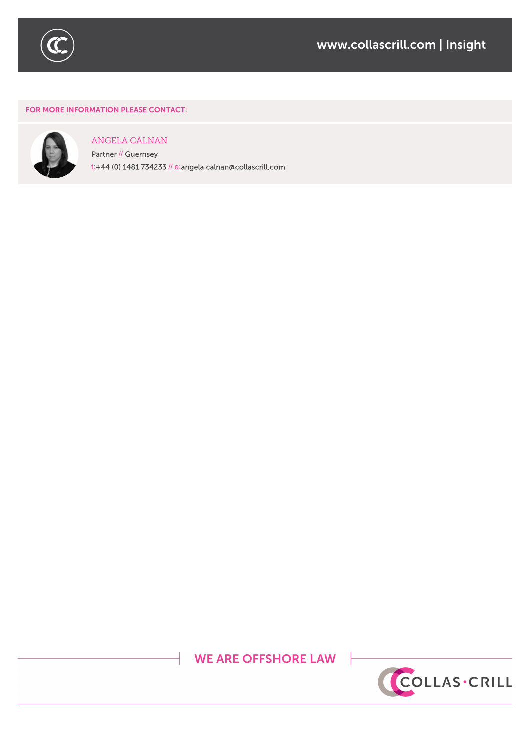FOR MORE INFORMATION PLEASE CONTACT:

ANGELA CALNAN

Partner // Guernsey

t:+44 (0) 1481 734233 // e:angela.calnan@collascrill.com

WE ARE OFFSHORE LAW